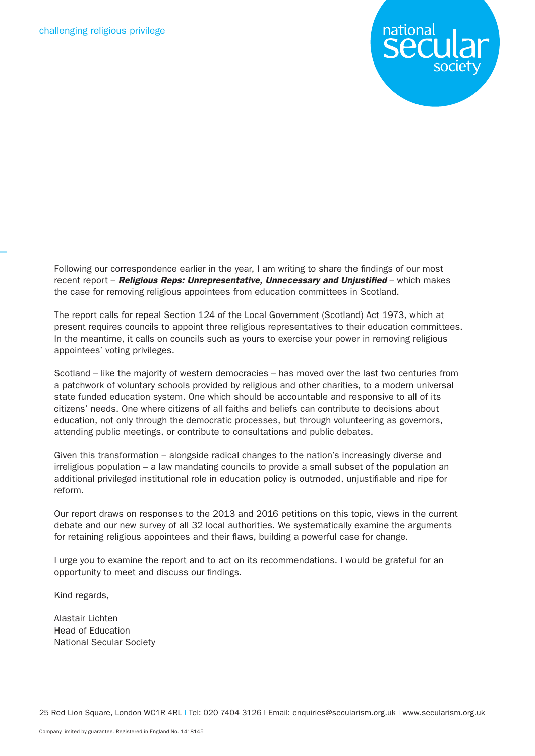challenging religious privilege

national secular society

Following our correspondence earlier in the year, I am writing to share the findings of our most recent report – ***Religious Reps: Unrepresentative, Unnecessary and Unjustified*** – which makes the case for removing religious appointees from education committees in Scotland.

The report calls for repeal Section 124 of the Local Government (Scotland) Act 1973, which at present requires councils to appoint three religious representatives to their education committees. In the meantime, it calls on councils such as yours to exercise your power in removing religious appointees' voting privileges.

Scotland – like the majority of western democracies – has moved over the last two centuries from a patchwork of voluntary schools provided by religious and other charities, to a modern universal state funded education system. One which should be accountable and responsive to all of its citizens' needs. One where citizens of all faiths and beliefs can contribute to decisions about education, not only through the democratic processes, but through volunteering as governors, attending public meetings, or contribute to consultations and public debates.

Given this transformation – alongside radical changes to the nation's increasingly diverse and irreligious population – a law mandating councils to provide a small subset of the population an additional privileged institutional role in education policy is outmoded, unjustifiable and ripe for reform.

Our report draws on responses to the 2013 and 2016 petitions on this topic, views in the current debate and our new survey of all 32 local authorities. We systematically examine the arguments for retaining religious appointees and their flaws, building a powerful case for change.

I urge you to examine the report and to act on its recommendations. I would be grateful for an opportunity to meet and discuss our findings.

Kind regards,

Alastair Lichten
Head of Education
National Secular Society

25 Red Lion Square, London WC1R 4RL | Tel: 020 7404 3126 | Email: enquiries@secularism.org.uk | www.secularism.org.uk

Company limited by guarantee. Registered in England No. 1418145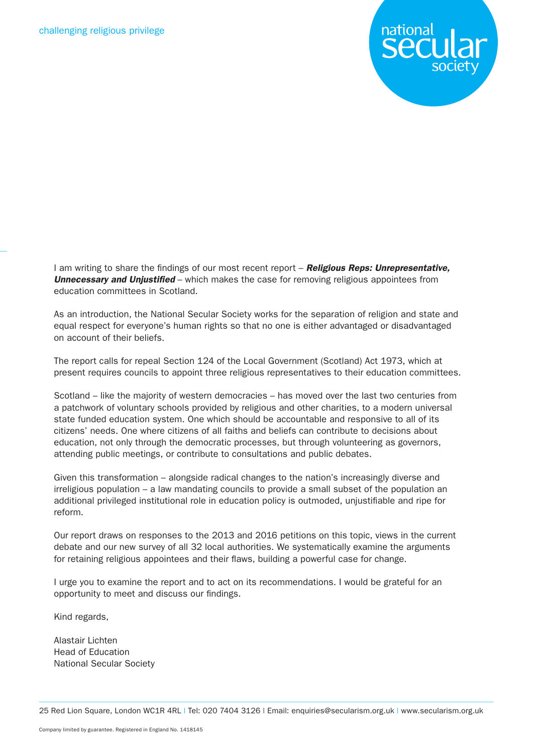challenging religious privilege

national secular society

I am writing to share the findings of our most recent report – ***Religious Reps: Unrepresentative, Unnecessary and Unjustified*** – which makes the case for removing religious appointees from education committees in Scotland.

As an introduction, the National Secular Society works for the separation of religion and state and equal respect for everyone's human rights so that no one is either advantaged or disadvantaged on account of their beliefs.

The report calls for repeal Section 124 of the Local Government (Scotland) Act 1973, which at present requires councils to appoint three religious representatives to their education committees.

Scotland – like the majority of western democracies – has moved over the last two centuries from a patchwork of voluntary schools provided by religious and other charities, to a modern universal state funded education system. One which should be accountable and responsive to all of its citizens' needs. One where citizens of all faiths and beliefs can contribute to decisions about education, not only through the democratic processes, but through volunteering as governors, attending public meetings, or contribute to consultations and public debates.

Given this transformation – alongside radical changes to the nation's increasingly diverse and irreligious population – a law mandating councils to provide a small subset of the population an additional privileged institutional role in education policy is outmoded, unjustifiable and ripe for reform.

Our report draws on responses to the 2013 and 2016 petitions on this topic, views in the current debate and our new survey of all 32 local authorities. We systematically examine the arguments for retaining religious appointees and their flaws, building a powerful case for change.

I urge you to examine the report and to act on its recommendations. I would be grateful for an opportunity to meet and discuss our findings.

Kind regards,

Alastair Lichten
Head of Education
National Secular Society

25 Red Lion Square, London WC1R 4RL | Tel: 020 7404 3126 | Email: enquiries@secularism.org.uk | www.secularism.org.uk

Company limited by guarantee. Registered in England No. 1418145